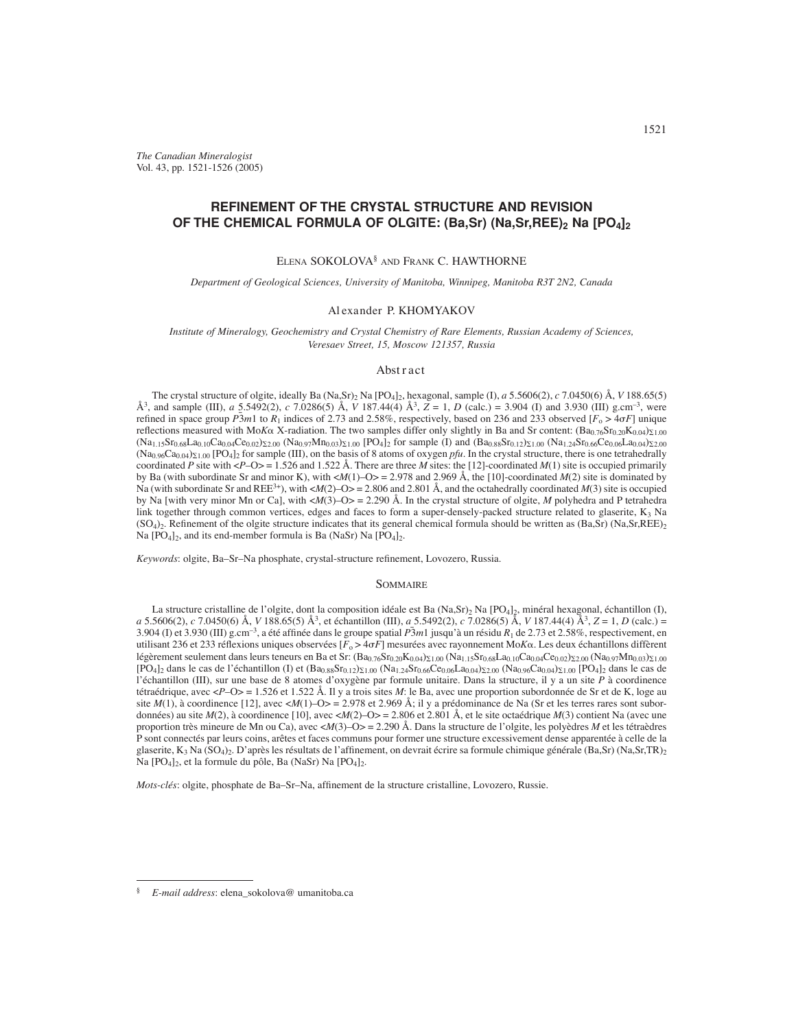*The Canadian Mineralogist*
Vol. 43, pp. 1521-1526 (2005)

# REFINEMENT OF THE CRYSTAL STRUCTURE AND REVISION OF THE CHEMICAL FORMULA OF OLGITE: (Ba,Sr) $(Na,Sr,REE)_2$ Na $[PO_4]_2$

ELENA SOKOLOVA[§] AND FRANK C. HAWTHORNE

*Department of Geological Sciences, University of Manitoba, Winnipeg, Manitoba R3T 2N2, Canada*

ALEXANDER P. KHOMYAKOV

*Institute of Mineralogy, Geochemistry and Crystal Chemistry of Rare Elements, Russian Academy of Sciences, Veresaev Street, 15, Moscow 121357, Russia*

## Abstract

The crystal structure of olgite, ideally Ba $(Na,Sr)_2$ Na $[PO_4]_2$, hexagonal, sample (I), *a* 5.5606(2), *c* 7.0450(6) Å, *V* 188.65(5) Å$^3$, and sample (III), *a* 5.5492(2), *c* 7.0286(5) Å, *V* 187.44(4) Å$^3$, *Z* = 1, *D* (calc.) = 3.904 (I) and 3.930 (III) g.cm$^{-3}$, were refined in space group $P\bar{3}m1$ to $R_1$ indices of 2.73 and 2.58%, respectively, based on 236 and 233 observed [$F_o > 4\sigma F$] unique reflections measured with Mo*K*α X-radiation. The two samples differ only slightly in Ba and Sr content: $(Ba_{0.76}Sr_{0.20}K_{0.04})_{\Sigma 1.00}$ $(Na_{1.15}Sr_{0.68}La_{0.10}Ca_{0.04}Ce_{0.02})_{\Sigma 2.00}$ $(Na_{0.97}Mn_{0.03})_{\Sigma 1.00}$ $[PO_4]_2$ for sample (I) and $(Ba_{0.88}Sr_{0.12})_{\Sigma 1.00}$ $(Na_{1.24}Sr_{0.66}Ce_{0.06}La_{0.04})_{\Sigma 2.00}$ $(Na_{0.96}Ca_{0.04})_{\Sigma 1.00}$ $[PO_4]_2$ for sample (III), on the basis of 8 atoms of oxygen *pfu*. In the crystal structure, there is one tetrahedrally coordinated *P* site with <*P*–O> = 1.526 and 1.522 Å. There are three *M* sites: the [12]-coordinated *M*(1) site is occupied primarily by Ba (with subordinate Sr and minor K), with <*M*(1)–O> = 2.978 and 2.969 Å, the [10]-coordinated *M*(2) site is dominated by Na (with subordinate Sr and REE$^{3+}$), with <*M*(2)–O> = 2.806 and 2.801 Å, and the octahedrally coordinated *M*(3) site is occupied by Na [with very minor Mn or Ca], with <*M*(3)–O> = 2.290 Å. In the crystal structure of olgite, *M* polyhedra and P tetrahedra link together through common vertices, edges and faces to form a super-densely-packed structure related to glaserite, $K_3$ Na $(SO_4)_2$. Refinement of the olgite structure indicates that its general chemical formula should be written as (Ba,Sr) $(Na,Sr,REE)_2$ Na $[PO_4]_2$, and its end-member formula is Ba (NaSr) Na $[PO_4]_2$.

*Keywords*: olgite, Ba–Sr–Na phosphate, crystal-structure refinement, Lovozero, Russia.

## Sommaire

La structure cristalline de l'olgite, dont la composition idéale est Ba $(Na,Sr)_2$ Na $[PO_4]_2$, minéral hexagonal, échantillon (I), *a* 5.5606(2), *c* 7.0450(6) Å, *V* 188.65(5) Å$^3$, et échantillon (III), *a* 5.5492(2), *c* 7.0286(5) Å, *V* 187.44(4) Å$^3$, *Z* = 1, *D* (calc.) = 3.904 (I) et 3.930 (III) g.cm$^{-3}$, a été affinée dans le groupe spatial $P\bar{3}m1$ jusqu'à un résidu $R_1$ de 2.73 et 2.58%, respectivement, en utilisant 236 et 233 réflexions uniques observées [$F_o > 4\sigma F$] mesurées avec rayonnement Mo*K*α. Les deux échantillons diffèrent légèrement dans leurs teneurs en Ba et Sr: $(Ba_{0.76}Sr_{0.20}K_{0.04})_{\Sigma 1.00}$ $(Na_{1.15}Sr_{0.68}La_{0.10}Ca_{0.04}Ce_{0.02})_{\Sigma 2.00}$ $(Na_{0.97}Mn_{0.03})_{\Sigma 1.00}$ $[PO_4]_2$ dans le cas de l'échantillon (I) et $(Ba_{0.88}Sr_{0.12})_{\Sigma 1.00}$ $(Na_{1.24}Sr_{0.66}Ce_{0.06}La_{0.04})_{\Sigma 2.00}$ $(Na_{0.96}Ca_{0.04})_{\Sigma 1.00}$ $[PO_4]_2$ dans le cas de l'échantillon (III), sur une base de 8 atomes d'oxygène par formule unitaire. Dans la structure, il y a un site *P* à coordinence tétraédrique, avec <*P*–O> = 1.526 et 1.522 Å. Il y a trois sites *M*: le Ba, avec une proportion subordonnée de Sr et de K, loge au site *M*(1), à coordinence [12], avec <*M*(1)–O> = 2.978 et 2.969 Å; il y a prédominance de Na (Sr et les terres rares sont subordonnées) au site *M*(2), à coordinence [10], avec <*M*(2)–O> = 2.806 et 2.801 Å, et le site octaédrique *M*(3) contient Na (avec une proportion très mineure de Mn ou Ca), avec <*M*(3)–O> = 2.290 Å. Dans la structure de l'olgite, les polyèdres *M* et les tétraèdres P sont connectés par leurs coins, arêtes et faces communs pour former une structure excessivement dense apparentée à celle de la glaserite, $K_3$ Na $(SO_4)_2$. D'après les résultats de l'affinement, on devrait écrire sa formule chimique générale (Ba,Sr) $(Na,Sr,TR)_2$ Na $[PO_4]_2$, et la formule du pôle, Ba (NaSr) Na $[PO_4]_2$.

*Mots-clés*: olgite, phosphate de Ba–Sr–Na, affinement de la structure cristalline, Lovozero, Russie.

---

§ *E-mail address*: elena_sokolova@ umanitoba.ca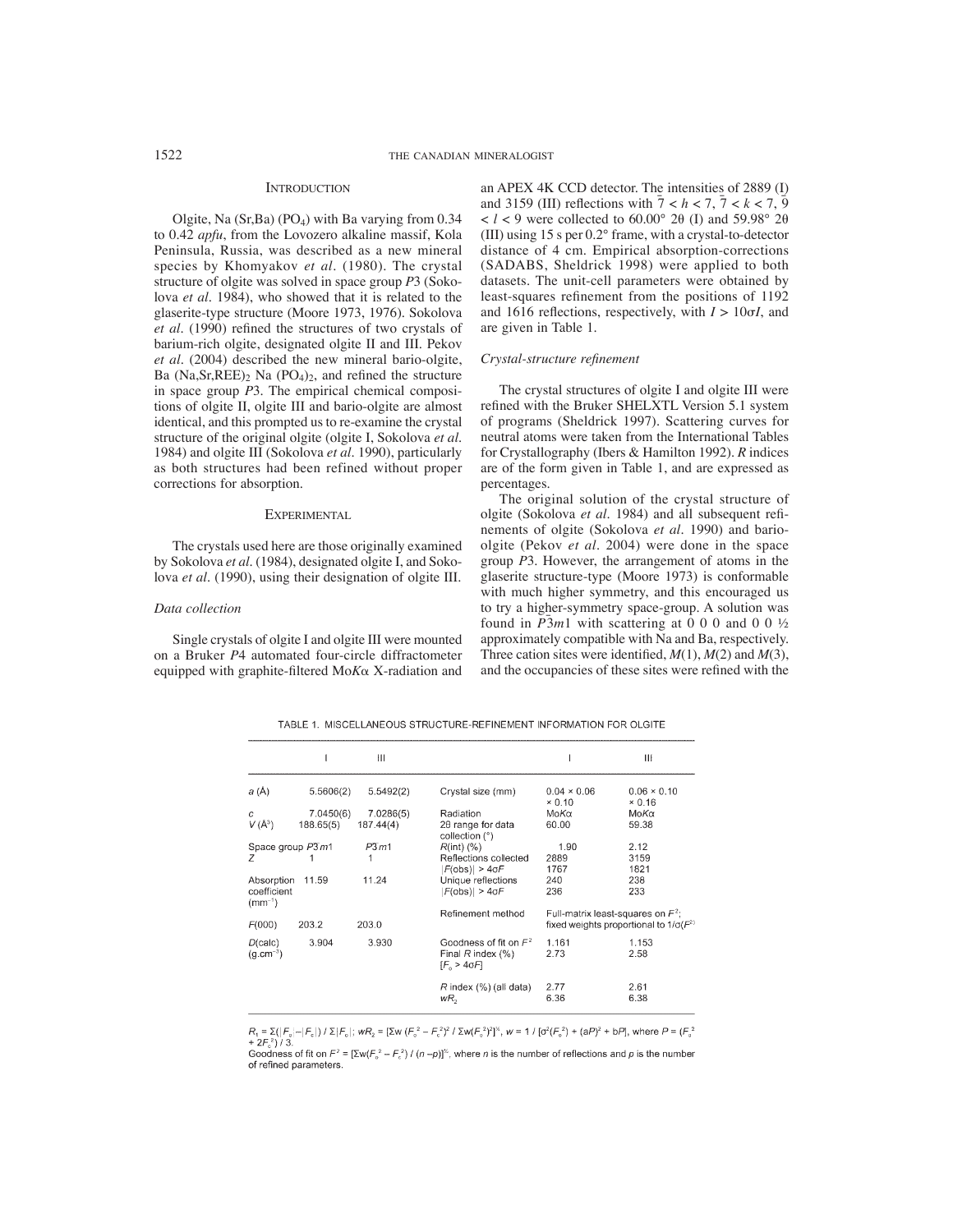## Introduction

Olgite, Na (Sr,Ba) ($PO_4$) with Ba varying from 0.34 to 0.42 *apfu*, from the Lovozero alkaline massif, Kola Peninsula, Russia, was described as a new mineral species by Khomyakov *et al*. (1980). The crystal structure of olgite was solved in space group *P*3 (Sokolova *et al*. 1984), who showed that it is related to the glaserite-type structure (Moore 1973, 1976). Sokolova *et al*. (1990) refined the structures of two crystals of barium-rich olgite, designated olgite II and III. Pekov *et al*. (2004) described the new mineral bario-olgite, Ba $(Na,Sr,REE)_2$ Na $(PO_4)_2$, and refined the structure in space group *P*3. The empirical chemical compositions of olgite II, olgite III and bario-olgite are almost identical, and this prompted us to re-examine the crystal structure of the original olgite (olgite I, Sokolova *et al*. 1984) and olgite III (Sokolova *et al*. 1990), particularly as both structures had been refined without proper corrections for absorption.

## Experimental

The crystals used here are those originally examined by Sokolova *et al*. (1984), designated olgite I, and Sokolova *et al*. (1990), using their designation of olgite III.

### Data collection

Single crystals of olgite I and olgite III were mounted on a Bruker *P*4 automated four-circle diffractometer equipped with graphite-filtered Mo*K*α X-radiation and an APEX 4K CCD detector. The intensities of 2889 (I) and 3159 (III) reflections with $\bar{7} < h < 7$, $\bar{7} < k < 7$, $\bar{9} < l < 9$ were collected to 60.00° 2θ (I) and 59.98° 2θ (III) using 15 s per 0.2° frame, with a crystal-to-detector distance of 4 cm. Empirical absorption-corrections (SADABS, Sheldrick 1998) were applied to both datasets. The unit-cell parameters were obtained by least-squares refinement from the positions of 1192 and 1616 reflections, respectively, with $I > 10\sigma I$, and are given in Table 1.

### Crystal-structure refinement

The crystal structures of olgite I and olgite III were refined with the Bruker SHELXTL Version 5.1 system of programs (Sheldrick 1997). Scattering curves for neutral atoms were taken from the International Tables for Crystallography (Ibers & Hamilton 1992). *R* indices are of the form given in Table 1, and are expressed as percentages.

The original solution of the crystal structure of olgite (Sokolova *et al*. 1984) and all subsequent refinements of olgite (Sokolova *et al*. 1990) and bario-olgite (Pekov *et al*. 2004) were done in the space group *P*3. However, the arrangement of atoms in the glaserite structure-type (Moore 1973) is conformable with much higher symmetry, and this encouraged us to try a higher-symmetry space-group. A solution was found in $P\bar{3}m1$ with scattering at 0 0 0 and 0 0 ½ approximately compatible with Na and Ba, respectively. Three cation sites were identified, *M*(1), *M*(2) and *M*(3), and the occupancies of these sites were refined with the

TABLE 1. MISCELLANEOUS STRUCTURE-REFINEMENT INFORMATION FOR OLGITE

| | I | III | | I | III |
|---|---|---|---|---|---|
| *a* (Å) | 5.5606(2) | 5.5492(2) | Crystal size (mm) | 0.04 × 0.06 × 0.10 | 0.06 × 0.10 × 0.16 |
| *c* | 7.0450(6) | 7.0286(5) | Radiation | Mo*K*α | Mo*K*α |
| *V* (Å$^3$) | 188.65(5) | 187.44(4) | 2θ range for data collection (°) | 60.00 | 59.38 |
| Space group | $P\bar{3}m1$ | $P\bar{3}m1$ | *R*(int) (%) | 1.90 | 2.12 |
| *Z* | 1 | 1 | Reflections collected | 2889 | 3159 |
| | | | $\lvert F(\text{obs})\rvert > 4\sigma F$ | 1767 | 1821 |
| Absorption coefficient (mm$^{-1}$) | 11.59 | 11.24 | Unique reflections | 240 | 238 |
| | | | $\lvert F(\text{obs})\rvert > 4\sigma F$ | 236 | 233 |
| *F*(000) | 203.2 | 203.0 | Refinement method | Full-matrix least-squares on $F^2$; fixed weights proportional to $1/\sigma(F^2)$ | |
| *D*(calc) (g.cm$^{-3}$) | 3.904 | 3.930 | Goodness of fit on $F^2$ | 1.161 | 1.153 |
| | | | Final *R* index (%) [$F_o > 4\sigma F$] | 2.73 | 2.58 |
| | | | *R* index (%) (all data) | 2.77 | 2.61 |
| | | | $wR_2$ | 6.36 | 6.38 |

$R_1 = \Sigma(|F_o| - |F_c|) / \Sigma|F_o|$; $wR_2 = [\Sigma w(F_o^2 - F_c^2)^2 / \Sigma w(F_o^2)^2]^{½}$, $w = 1 / [\sigma^2(F_o^2) + (aP)^2 + bP]$, where $P = (F_o^2 + 2F_c^2) / 3$.
Goodness of fit on $F^2 = [\Sigma w(F_o^2 - F_c^2) / (n - p)]^{½}$, where *n* is the number of reflections and *p* is the number of refined parameters.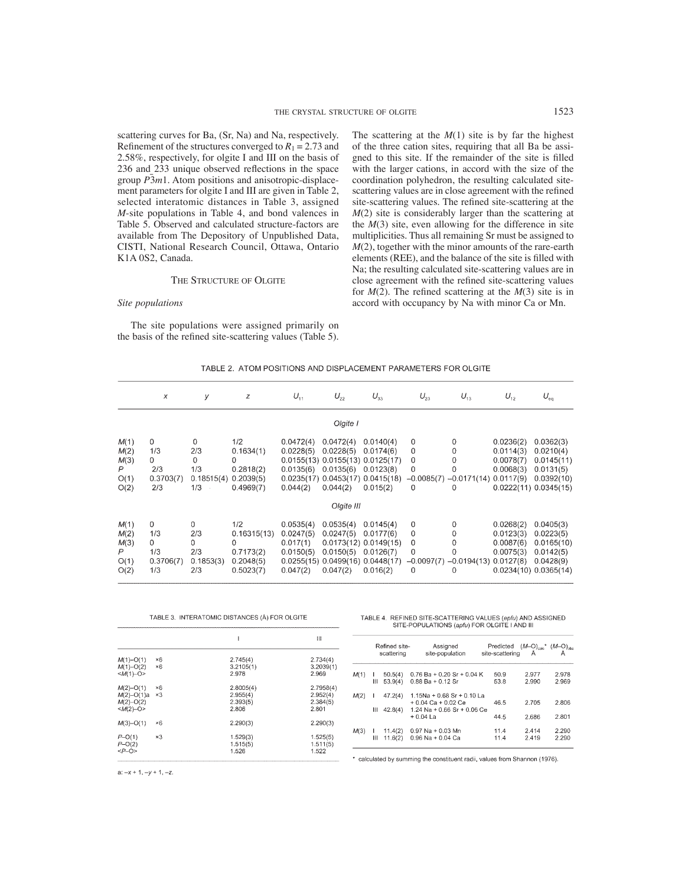scattering curves for Ba, (Sr, Na) and Na, respectively. Refinement of the structures converged to $R_1 = 2.73$ and 2.58%, respectively, for olgite I and III on the basis of 236 and 233 unique observed reflections in the space group $P\bar{3}m1$. Atom positions and anisotropic-displacement parameters for olgite I and III are given in Table 2, selected interatomic distances in Table 3, assigned *M*-site populations in Table 4, and bond valences in Table 5. Observed and calculated structure-factors are available from The Depository of Unpublished Data, CISTI, National Research Council, Ottawa, Ontario K1A 0S2, Canada.

## The Structure of Olgite

### *Site populations*

The site populations were assigned primarily on the basis of the refined site-scattering values (Table 5). The scattering at the *M*(1) site is by far the highest of the three cation sites, requiring that all Ba be assigned to this site. If the remainder of the site is filled with the larger cations, in accord with the size of the coordination polyhedron, the resulting calculated site-scattering values are in close agreement with the refined site-scattering values. The refined site-scattering at the *M*(2) site is considerably larger than the scattering at the *M*(3) site, even allowing for the difference in site multiplicities. Thus all remaining Sr must be assigned to *M*(2), together with the minor amounts of the rare-earth elements (REE), and the balance of the site is filled with Na; the resulting calculated site-scattering values are in close agreement with the refined site-scattering values for *M*(2). The refined scattering at the *M*(3) site is in accord with occupancy by Na with minor Ca or Mn.

TABLE 2. ATOM POSITIONS AND DISPLACEMENT PARAMETERS FOR OLGITE

| | *x* | *y* | *z* | $U_{11}$ | $U_{22}$ | $U_{33}$ | $U_{23}$ | $U_{13}$ | $U_{12}$ | $U_{eq}$ |
|---|---|---|---|---|---|---|---|---|---|---|
| | | | | | *Olgite I* | | | | | |
| *M*(1) | 0 | 0 | 1/2 | 0.0472(4) | 0.0472(4) | 0.0140(4) | 0 | 0 | 0.0236(2) | 0.0362(3) |
| *M*(2) | 1/3 | 2/3 | 0.1634(1) | 0.0228(5) | 0.0228(5) | 0.0174(6) | 0 | 0 | 0.0114(3) | 0.0210(4) |
| *M*(3) | 0 | 0 | 0 | 0.0155(13) | 0.0155(13) | 0.0125(17) | 0 | 0 | 0.0078(7) | 0.0145(11) |
| *P* | 2/3 | 1/3 | 0.2818(2) | 0.0135(6) | 0.0135(6) | 0.0123(8) | 0 | 0 | 0.0068(3) | 0.0131(5) |
| O(1) | 0.3703(7) | 0.18515(4) | 0.2039(5) | 0.0235(17) | 0.0453(17) | 0.0415(18) | −0.0085(7) | −0.0171(14) | 0.0117(9) | 0.0392(10) |
| O(2) | 2/3 | 1/3 | 0.4969(7) | 0.044(2) | 0.044(2) | 0.015(2) | 0 | 0 | 0.0222(11) | 0.0345(15) |
| | | | | | *Olgite III* | | | | | |
| *M*(1) | 0 | 0 | 1/2 | 0.0535(4) | 0.0535(4) | 0.0145(4) | 0 | 0 | 0.0268(2) | 0.0405(3) |
| *M*(2) | 1/3 | 2/3 | 0.16315(13) | 0.0247(5) | 0.0247(5) | 0.0177(6) | 0 | 0 | 0.0123(3) | 0.0223(5) |
| *M*(3) | 0 | 0 | 0 | 0.017(1) | 0.0173(12) | 0.0149(15) | 0 | 0 | 0.0087(6) | 0.0165(10) |
| *P* | 1/3 | 2/3 | 0.7173(2) | 0.0150(5) | 0.0150(5) | 0.0126(7) | 0 | 0 | 0.0075(3) | 0.0142(5) |
| O(1) | 0.3706(7) | 0.1853(3) | 0.2048(5) | 0.0255(15) | 0.0499(16) | 0.0448(17) | −0.0097(7) | −0.0194(13) | 0.0127(8) | 0.0428(9) |
| O(2) | 1/3 | 2/3 | 0.5023(7) | 0.047(2) | 0.047(2) | 0.016(2) | 0 | 0 | 0.0234(10) | 0.0365(14) |

TABLE 3. INTERATOMIC DISTANCES (Å) FOR OLGITE

| | | I | III |
|---|---|---|---|
| *M*(1)–O(1) | ×6 | 2.745(4) | 2.734(4) |
| *M*(1)–O(2) | ×6 | 3.2105(1) | 3.2039(1) |
| <*M*(1)–O> | | 2.978 | 2.969 |
| *M*(2)–O(1) | ×6 | 2.8005(4) | 2.7958(4) |
| *M*(2)–O(1)a | ×3 | 2.955(4) | 2.952(4) |
| *M*(2)–O(2) | | 2.393(5) | 2.384(5) |
| <*M*(2)–O> | | 2.806 | 2.801 |
| *M*(3)–O(1) | ×6 | 2.290(3) | 2.290(3) |
| *P*–O(1) | ×3 | 1.529(3) | 1.525(5) |
| *P*–O(2) | | 1.515(5) | 1.511(5) |
| <*P*–O> | | 1.526 | 1.522 |

a: −*x* + 1, −*y* + 1, −*z*.

TABLE 4. REFINED SITE-SCATTERING VALUES (*epfu*) AND ASSIGNED SITE-POPULATIONS (*apfu*) FOR OLGITE I AND III

| | | Refined site-scattering | Assigned site-population | Predicted site-scattering | $(M–O)_{calc}$* Å | $(M–O)_{obs}$ Å |
|---|---|---|---|---|---|---|
| *M*(1) | I | 50.5(4) | 0.76 Ba + 0.20 Sr + 0.04 K | 50.9 | 2.977 | 2.978 |
| | III | 53.9(4) | 0.88 Ba + 0.12 Sr | 53.8 | 2.990 | 2.969 |
| *M*(2) | I | 47.2(4) | 1.15Na + 0.68 Sr + 0.10 La + 0.04 Ca + 0.02 Ce | 46.5 | 2.705 | 2.806 |
| | III | 42.8(4) | 1.24 Na + 0.66 Sr + 0.06 Ce + 0.04 La | 44.5 | 2.686 | 2.801 |
| *M*(3) | I | 11.4(2) | 0.97 Na + 0.03 Mn | 11.4 | 2.414 | 2.290 |
| | III | 11.6(2) | 0.96 Na + 0.04 Ca | 11.4 | 2.419 | 2.290 |

\* calculated by summing the constituent radii, values from Shannon (1976).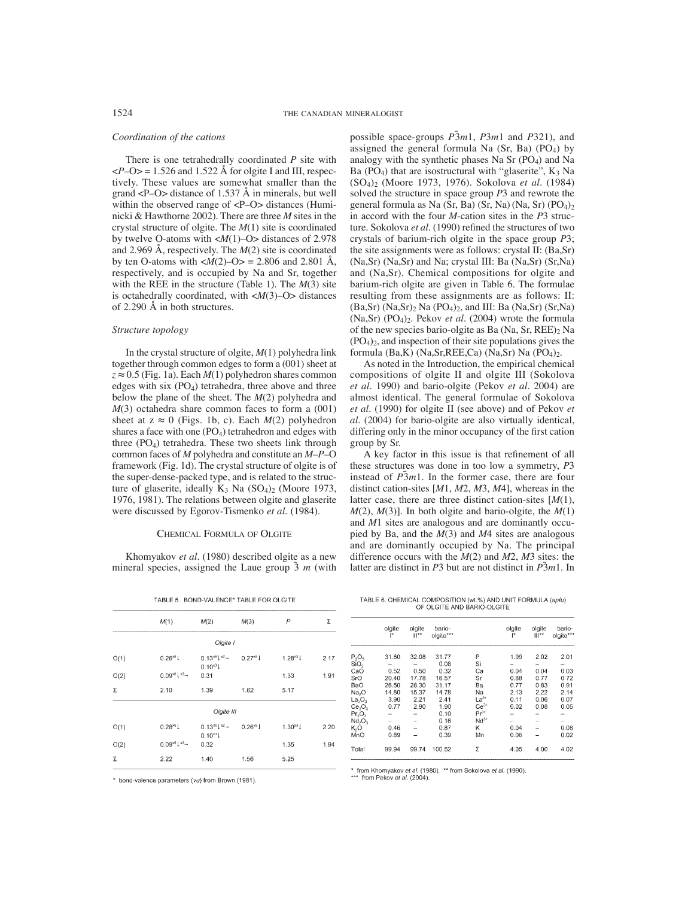*Coordination of the cations*

There is one tetrahedrally coordinated *P* site with <*P*–O> = 1.526 and 1.522 Å for olgite I and III, respectively. These values are somewhat smaller than the grand <P–O> distance of 1.537 Å in minerals, but well within the observed range of <P–O> distances (Huminicki & Hawthorne 2002). There are three *M* sites in the crystal structure of olgite. The *M*(1) site is coordinated by twelve O-atoms with <*M*(1)–O> distances of 2.978 and 2.969 Å, respectively. The *M*(2) site is coordinated by ten O-atoms with <*M*(2)–O> = 2.806 and 2.801 Å, respectively, and is occupied by Na and Sr, together with the REE in the structure (Table 1). The *M*(3) site is octahedrally coordinated, with <*M*(3)–O> distances of 2.290 Å in both structures.

*Structure topology*

In the crystal structure of olgite, *M*(1) polyhedra link together through common edges to form a (001) sheet at $z \approx 0.5$ (Fig. 1a). Each *M*(1) polyhedron shares common edges with six $(PO_4)$ tetrahedra, three above and three below the plane of the sheet. The *M*(2) polyhedra and *M*(3) octahedra share common faces to form a (001) sheet at $z \approx 0$ (Figs. 1b, c). Each *M*(2) polyhedron shares a face with one $(PO_4)$ tetrahedron and edges with three $(PO_4)$ tetrahedra. These two sheets link through common faces of *M* polyhedra and constitute an *M–P–*O framework (Fig. 1d). The crystal structure of olgite is of the super-dense-packed type, and is related to the structure of glaserite, ideally $K_3\ Na\ (SO_4)_2$ (Moore 1973, 1976, 1981). The relations between olgite and glaserite were discussed by Egorov-Tismenko *et al.* (1984).

## Chemical Formula of Olgite

Khomyakov *et al.* (1980) described olgite as a new mineral species, assigned the Laue group $\bar{3}\ m$ (with possible space-groups $P\bar{3}m1$, $P3m1$ and $P321$), and assigned the general formula Na (Sr, Ba) $(PO_4)$ by analogy with the synthetic phases Na Sr $(PO_4)$ and Na Ba $(PO_4)$ that are isostructural with "glaserite", $K_3$ Na $(SO_4)_2$ (Moore 1973, 1976). Sokolova *et al.* (1984) solved the structure in space group $P3$ and rewrote the general formula as Na (Sr, Ba) (Sr, Na) (Na, Sr) $(PO_4)_2$ in accord with the four *M*-cation sites in the $P3$ structure. Sokolova *et al.* (1990) refined the structures of two crystals of barium-rich olgite in the space group $P3$; the site assignments were as follows: crystal II: (Ba,Sr) (Na,Sr) (Na,Sr) and Na; crystal III: Ba (Na,Sr) (Sr,Na) and (Na,Sr). Chemical compositions for olgite and barium-rich olgite are given in Table 6. The formulae resulting from these assignments are as follows: II: $(Ba,Sr)\ (Na,Sr)_2\ Na\ (PO_4)_2$, and III: Ba (Na,Sr) (Sr,Na) (Na,Sr) $(PO_4)_2$. Pekov *et al.* (2004) wrote the formula of the new species bario-olgite as Ba (Na, Sr, REE)$_2$ Na $(PO_4)_2$, and inspection of their site populations gives the formula (Ba,K) (Na,Sr,REE,Ca) (Na,Sr) Na $(PO_4)_2$.

As noted in the Introduction, the empirical chemical compositions of olgite II and olgite III (Sokolova *et al.* 1990) and bario-olgite (Pekov *et al.* 2004) are almost identical. The general formulae of Sokolova *et al.* (1990) for olgite II (see above) and of Pekov *et al.* (2004) for bario-olgite are also virtually identical, differing only in the minor occupancy of the first cation group by Sr.

A key factor in this issue is that refinement of all these structures was done in too low a symmetry, $P3$ instead of $P\bar{3}m1$. In the former case, there are four distinct cation-sites [*M*1, *M*2, *M*3, *M*4], whereas in the latter case, there are three distinct cation-sites [*M*(1), *M*(2), *M*(3)]. In both olgite and bario-olgite, the *M*(1) and *M*1 sites are analogous and are dominantly occupied by Ba, and the *M*(3) and *M*4 sites are analogous and are dominantly occupied by Na. The principal difference occurs with the *M*(2) and *M*2, *M*3 sites: the latter are distinct in $P3$ but are not distinct in $P\bar{3}m1$. In

TABLE 5. BOND-VALENCE* TABLE FOR OLGITE

| | *M*(1) | *M*(2) | *M*(3) | *P* | Σ |
|---|---|---|---|---|---|
| | | *Olgite I* | | | |
| O(1) | $0.28^{\times 6}\downarrow$ | $0.13^{\times 6}\downarrow^{\times 2}\rightarrow$ $0.10^{\times 3}\downarrow$ | $0.27^{\times 6}\downarrow$ | $1.28^{\times 3}\downarrow$ | 2.17 |
| O(2) | $0.09^{\times 6}\downarrow^{\times 3}\rightarrow$ | 0.31 | | 1.33 | 1.91 |
| Σ | 2.10 | 1.39 | 1.62 | 5.17 | |
| | | *Olgite III* | | | |
| O(1) | $0.28^{\times 6}\downarrow$ | $0.13^{\times 6}\downarrow^{\times 2}\rightarrow$ $0.10^{\times 3}\downarrow$ | $0.26^{\times 6}\downarrow$ | $1.30^{\times 3}\downarrow$ | 2.20 |
| O(2) | $0.09^{\times 6}\downarrow^{\times 3}\rightarrow$ | 0.32 | | 1.35 | 1.94 |
| Σ | 2.22 | 1.40 | 1.56 | 5.25 | |

\* bond-valence parameters (*vu*) from Brown (1981).

TABLE 6. CHEMICAL COMPOSITION (wt.%) AND UNIT FORMULA (*apfu*) OF OLGITE AND BARIO-OLGITE

| | olgite I* | olgite III** | bario-olgite*** | | olgite I* | olgite III** | bario-olgite*** |
|---|---|---|---|---|---|---|---|
| $P_2O_5$ | 31.60 | 32.08 | 31.77 | P | 1.99 | 2.02 | 2.01 |
| $SiO_2$ | – | – | 0.08 | Si | – | – | – |
| CaO | 0.52 | 0.50 | 0.32 | Ca | 0.04 | 0.04 | 0.03 |
| SrO | 20.40 | 17.78 | 16.57 | Sr | 0.88 | 0.77 | 0.72 |
| BaO | 26.50 | 28.30 | 31.17 | Ba | 0.77 | 0.83 | 0.91 |
| $Na_2O$ | 14.80 | 15.37 | 14.78 | Na | 2.13 | 2.22 | 2.14 |
| $La_2O_3$ | 3.90 | 2.21 | 2.41 | $La^{3+}$ | 0.11 | 0.06 | 0.07 |
| $Ce_2O_3$ | 0.77 | 2.90 | 1.90 | $Ce^{3+}$ | 0.02 | 0.08 | 0.05 |
| $Pr_2O_3$ | – | – | 0.10 | $Pr^{3+}$ | – | – | – |
| $Nd_2O_3$ | – | – | 0.16 | $Nd^{3+}$ | – | – | – |
| $K_2O$ | 0.46 | – | 0.87 | K | 0.04 | – | 0.08 |
| MnO | 0.89 | – | 0.39 | Mn | 0.06 | – | 0.02 |
| Total | 99.94 | 99.74 | 100.52 | Σ | 4.05 | 4.00 | 4.02 |

\* from Khomyakov *et al.* (1980). ** from Sokolova *et al.* (1990).
*** from Pekov *et al.* (2004).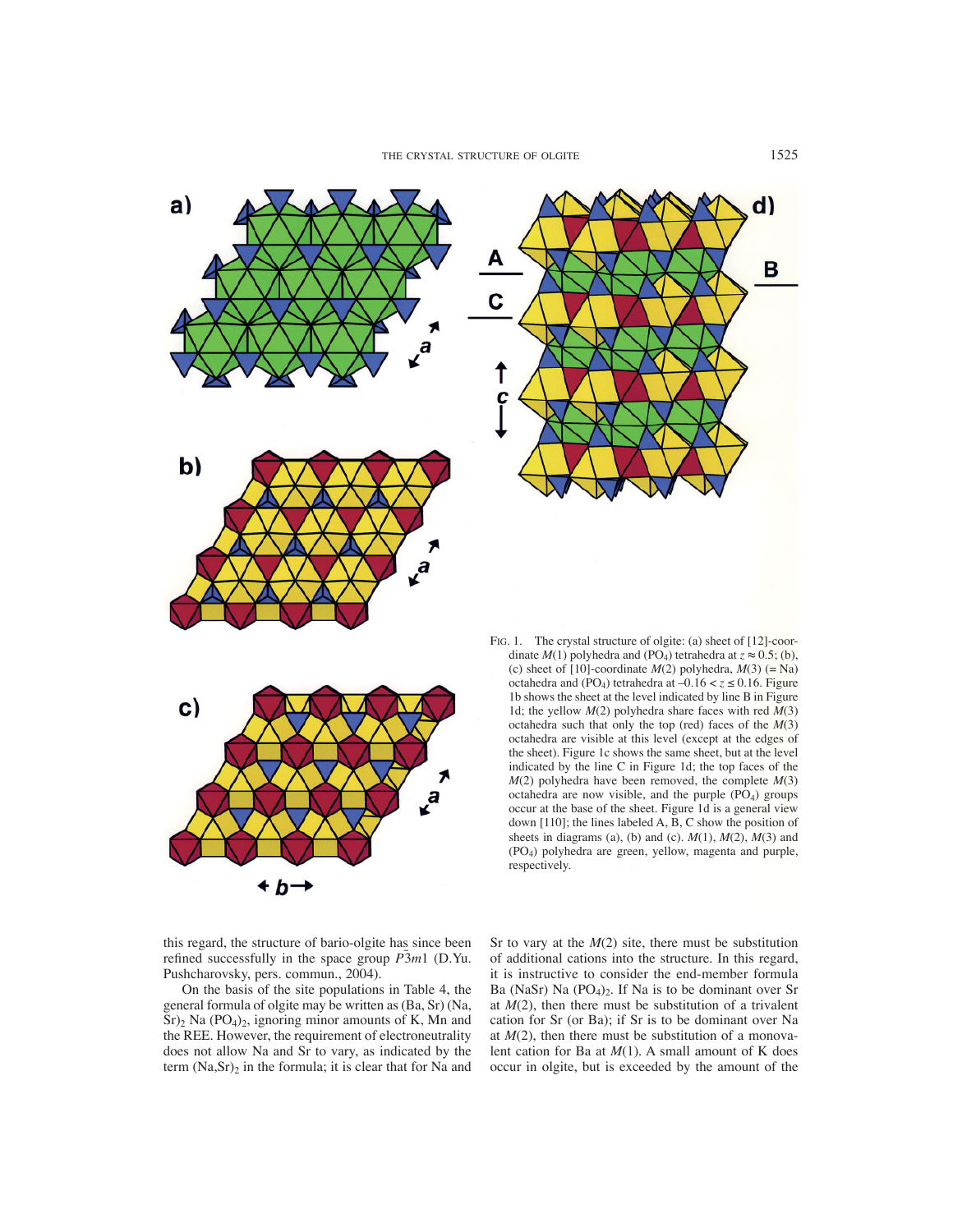FIG. 1. The crystal structure of olgite: (a) sheet of [12]-coordinate $M(1)$ polyhedra and $(PO_4)$ tetrahedra at $z \approx 0.5$; (b), (c) sheet of [10]-coordinate $M(2)$ polyhedra, $M(3)$ (= Na) octahedra and $(PO_4)$ tetrahedra at $-0.16 < z \leq 0.16$. Figure 1b shows the sheet at the level indicated by line B in Figure 1d; the yellow $M(2)$ polyhedra share faces with red $M(3)$ octahedra such that only the top (red) faces of the $M(3)$ octahedra are visible at this level (except at the edges of the sheet). Figure 1c shows the same sheet, but at the level indicated by the line C in Figure 1d; the top faces of the $M(2)$ polyhedra have been removed, the complete $M(3)$ octahedra are now visible, and the purple $(PO_4)$ groups occur at the base of the sheet. Figure 1d is a general view down [110]; the lines labeled A, B, C show the position of sheets in diagrams (a), (b) and (c). $M(1)$, $M(2)$, $M(3)$ and $(PO_4)$ polyhedra are green, yellow, magenta and purple, respectively.

this regard, the structure of bario-olgite has since been refined successfully in the space group $P\bar{3}m1$ (D.Yu. Pushcharovsky, pers. commun., 2004).

On the basis of the site populations in Table 4, the general formula of olgite may be written as (Ba, Sr) $(Na, Sr)_2$ Na $(PO_4)_2$, ignoring minor amounts of K, Mn and the REE. However, the requirement of electroneutrality does not allow Na and Sr to vary, as indicated by the term $(Na,Sr)_2$ in the formula; it is clear that for Na and Sr to vary at the $M(2)$ site, there must be substitution of additional cations into the structure. In this regard, it is instructive to consider the end-member formula Ba (NaSr) Na $(PO_4)_2$. If Na is to be dominant over Sr at $M(2)$, then there must be substitution of a trivalent cation for Sr (or Ba); if Sr is to be dominant over Na at $M(2)$, then there must be substitution of a monovalent cation for Ba at $M(1)$. A small amount of K does occur in olgite, but is exceeded by the amount of the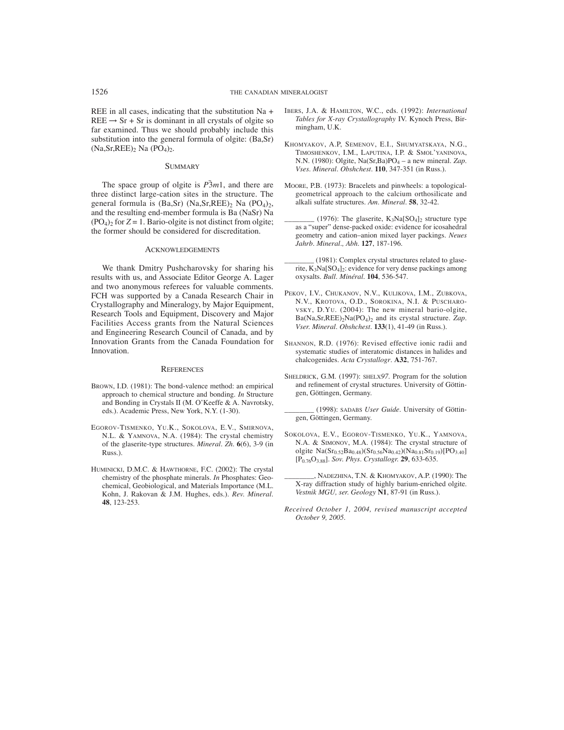REE in all cases, indicating that the substitution Na + REE → Sr + Sr is dominant in all crystals of olgite so far examined. Thus we should probably include this substitution into the general formula of olgite: (Ba,Sr) $(Na,Sr,REE)_2$ Na $(PO_4)_2$.

## Summary

The space group of olgite is $P\bar{3}m1$, and there are three distinct large-cation sites in the structure. The general formula is (Ba,Sr) $(Na,Sr,REE)_2$ Na $(PO_4)_2$, and the resulting end-member formula is Ba (NaSr) Na $(PO_4)_2$ for $Z = 1$. Bario-olgite is not distinct from olgite; the former should be considered for discreditation.

## Acknowledgements

We thank Dmitry Pushcharovsky for sharing his results with us, and Associate Editor George A. Lager and two anonymous referees for valuable comments. FCH was supported by a Canada Research Chair in Crystallography and Mineralogy, by Major Equipment, Research Tools and Equipment, Discovery and Major Facilities Access grants from the Natural Sciences and Engineering Research Council of Canada, and by Innovation Grants from the Canada Foundation for Innovation.

## References

Brown, I.D. (1981): The bond-valence method: an empirical approach to chemical structure and bonding. *In* Structure and Bonding in Crystals II (M. O'Keeffe & A. Navrotsky, eds.). Academic Press, New York, N.Y. (1-30).

Egorov-Tismenko, Yu.K., Sokolova, E.V., Smirnova, N.L. & Yamnova, N.A. (1984): The crystal chemistry of the glaserite-type structures. *Mineral. Zh.* **6**(6), 3-9 (in Russ.).

Huminicki, D.M.C. & Hawthorne, F.C. (2002): The crystal chemistry of the phosphate minerals. *In* Phosphates: Geochemical, Geobiological, and Materials Importance (M.L. Kohn, J. Rakovan & J.M. Hughes, eds.). *Rev. Mineral.* **48**, 123-253.

Ibers, J.A. & Hamilton, W.C., eds. (1992): *International Tables for X-ray Crystallography* IV. Kynoch Press, Birmingham, U.K.

Khomyakov, A.P, Semenov, E.I., Shumyatskaya, N.G., Timoshenkov, I.M., Laputina, I.P. & Smol'yaninova, N.N. (1980): Olgite, $Na(Sr,Ba)PO_4$ – a new mineral. *Zap. Vses. Mineral. Obshchest.* **110**, 347-351 (in Russ.).

Moore, P.B. (1973): Bracelets and pinwheels: a topological-geometrical approach to the calcium orthosilicate and alkali sulfate structures. *Am. Mineral.* **58**, 32-42.

________ (1976): The glaserite, $K_3Na[SO_4]_2$ structure type as a "super" dense-packed oxide: evidence for icosahedral geometry and cation–anion mixed layer packings. *Neues Jahrb. Mineral., Abh.* **127**, 187-196.

________ (1981): Complex crystal structures related to glaserite, $K_3Na[SO_4]_2$: evidence for very dense packings among oxysalts. *Bull. Minéral.* **104**, 536-547.

Pekov, I.V., Chukanov, N.V., Kulikova, I.M., Zubkova, N.V., Krotova, O.D., Sorokina, N.I. & Puscharovsky, D.Yu. (2004): The new mineral bario-olgite, $Ba(Na,Sr,REE)_2Na(PO_4)_2$ and its crystal structure. *Zap. Vser. Mineral. Obshchest.* **133**(1), 41-49 (in Russ.).

Shannon, R.D. (1976): Revised effective ionic radii and systematic studies of interatomic distances in halides and chalcogenides. *Acta Crystallogr.* **A32**, 751-767.

Sheldrick, G.M. (1997): shelx*97*. Program for the solution and refinement of crystal structures. University of Göttingen, Göttingen, Germany.

________ (1998): sadabs *User Guide*. University of Göttingen, Göttingen, Germany.

Sokolova, E.V., Egorov-Tismenko, Yu.K., Yamnova, N.A. & Simonov, M.A. (1984): The crystal structure of olgite $Na(Sr_{0.52}Ba_{0.48})(Sr_{0.56}Na_{0.42})(Na_{0.81}Sr_{0.19})[PO_{3.40}][P_{0.76}O_{3.88}]$. *Sov. Phys. Crystallogr.* **29**, 633-635.

________, Nadezhina, T.N. & Khomyakov, A.P. (1990): The X-ray diffraction study of highly barium-enriched olgite. *Vestnik MGU, ser. Geology* **N1**, 87-91 (in Russ.).

*Received October 1, 2004, revised manuscript accepted October 9, 2005.*